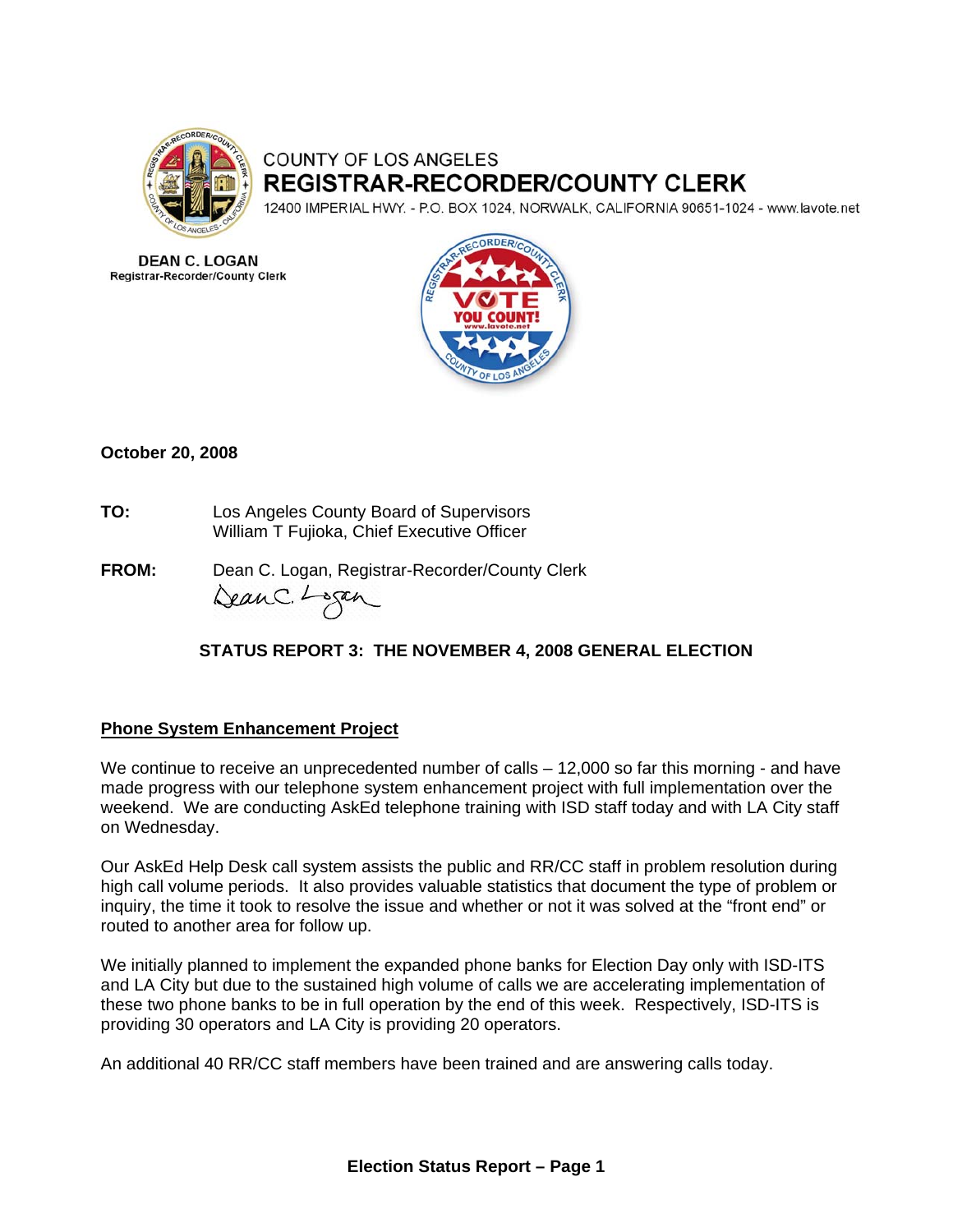COUNTY OF LOS ANGELES

**REGISTRAR-RECORDER/COUNTY CLERK**

12400 IMPERIAL HWY. - P.O. BOX 1024, NORWALK, CALIFORNIA 90651-1024 - www.lavote.net

**DEAN C. LOGAN**
**Registrar-Recorder/County Clerk**

**October 20, 2008**

**TO:** Los Angeles County Board of Supervisors
William T Fujioka, Chief Executive Officer

**FROM:** Dean C. Logan, Registrar-Recorder/County Clerk

## STATUS REPORT 3: THE NOVEMBER 4, 2008 GENERAL ELECTION

### Phone System Enhancement Project

We continue to receive an unprecedented number of calls – 12,000 so far this morning - and have made progress with our telephone system enhancement project with full implementation over the weekend. We are conducting AskEd telephone training with ISD staff today and with LA City staff on Wednesday.

Our AskEd Help Desk call system assists the public and RR/CC staff in problem resolution during high call volume periods. It also provides valuable statistics that document the type of problem or inquiry, the time it took to resolve the issue and whether or not it was solved at the "front end" or routed to another area for follow up.

We initially planned to implement the expanded phone banks for Election Day only with ISD-ITS and LA City but due to the sustained high volume of calls we are accelerating implementation of these two phone banks to be in full operation by the end of this week. Respectively, ISD-ITS is providing 30 operators and LA City is providing 20 operators.

An additional 40 RR/CC staff members have been trained and are answering calls today.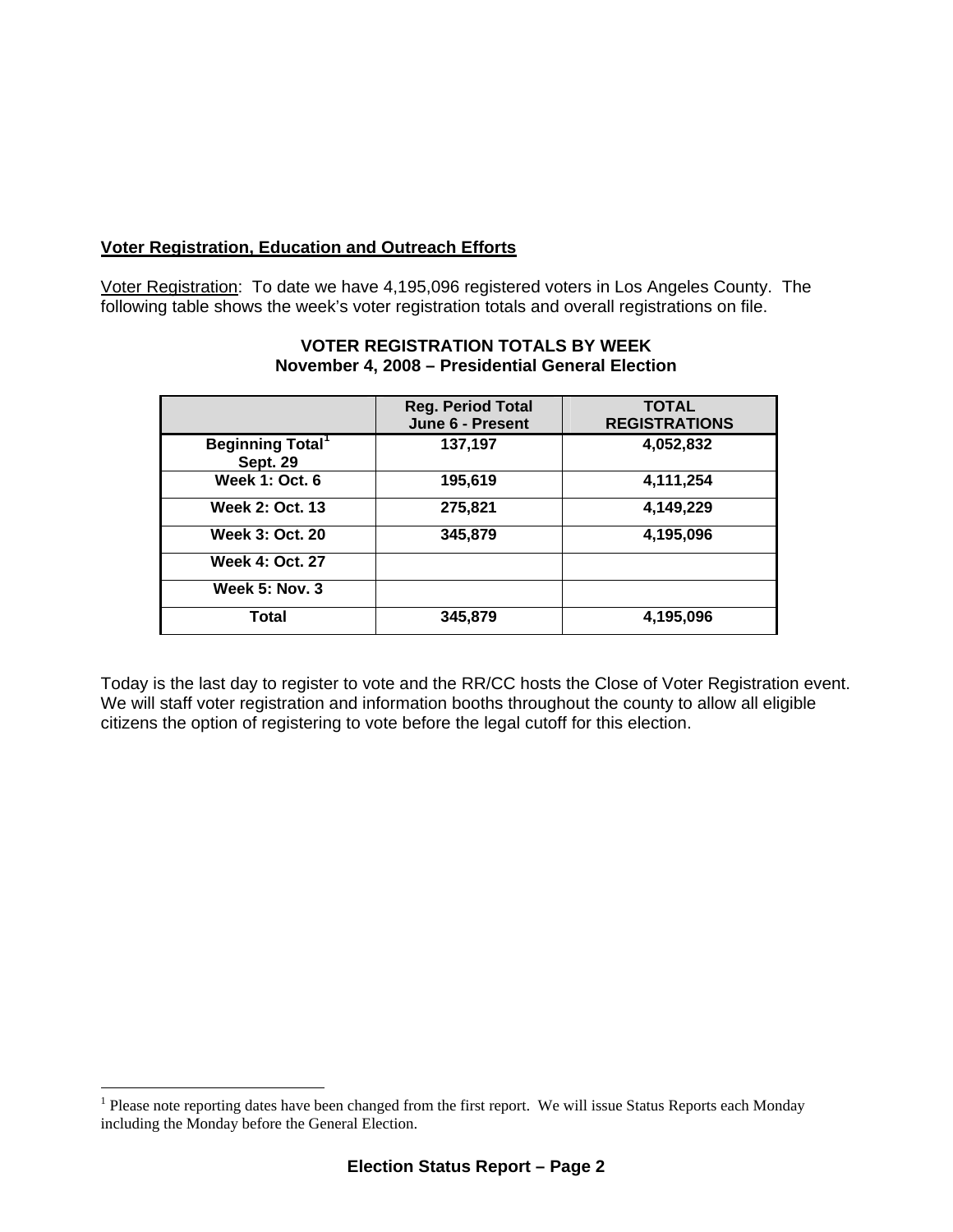**Voter Registration, Education and Outreach Efforts**

Voter Registration: To date we have 4,195,096 registered voters in Los Angeles County. The following table shows the week's voter registration totals and overall registrations on file.

**VOTER REGISTRATION TOTALS BY WEEK**
**November 4, 2008 – Presidential General Election**

| | Reg. Period Total June 6 - Present | TOTAL REGISTRATIONS |
|---|---|---|
| Beginning Total[1] Sept. 29 | 137,197 | 4,052,832 |
| Week 1: Oct. 6 | 195,619 | 4,111,254 |
| Week 2: Oct. 13 | 275,821 | 4,149,229 |
| Week 3: Oct. 20 | 345,879 | 4,195,096 |
| Week 4: Oct. 27 | | |
| Week 5: Nov. 3 | | |
| Total | 345,879 | 4,195,096 |

Today is the last day to register to vote and the RR/CC hosts the Close of Voter Registration event. We will staff voter registration and information booths throughout the county to allow all eligible citizens the option of registering to vote before the legal cutoff for this election.

[1] Please note reporting dates have been changed from the first report. We will issue Status Reports each Monday including the Monday before the General Election.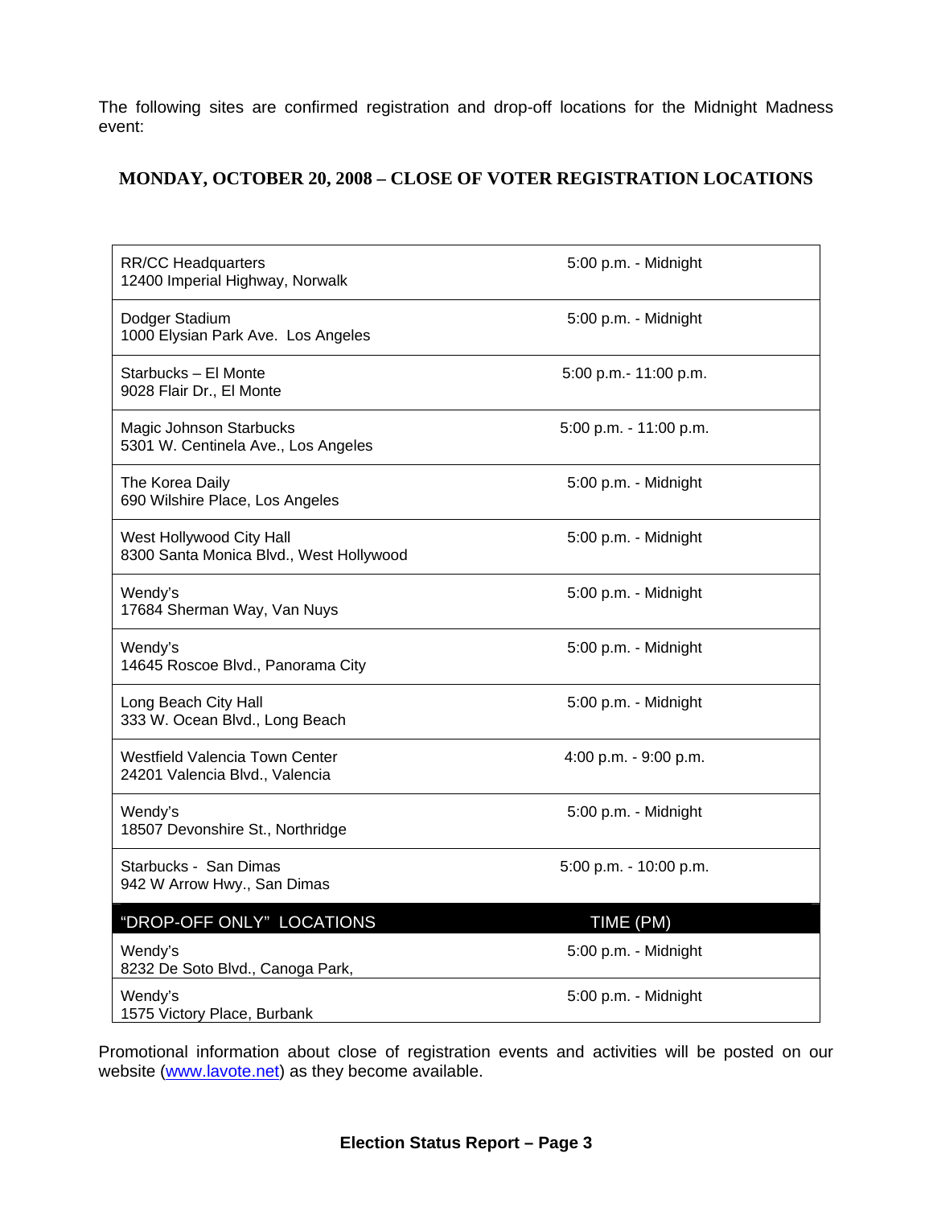The following sites are confirmed registration and drop-off locations for the Midnight Madness event:

## MONDAY, OCTOBER 20, 2008 – CLOSE OF VOTER REGISTRATION LOCATIONS

| Location | Time |
|---|---|
| RR/CC Headquarters<br>12400 Imperial Highway, Norwalk | 5:00 p.m. - Midnight |
| Dodger Stadium<br>1000 Elysian Park Ave. Los Angeles | 5:00 p.m. - Midnight |
| Starbucks – El Monte<br>9028 Flair Dr., El Monte | 5:00 p.m.- 11:00 p.m. |
| Magic Johnson Starbucks<br>5301 W. Centinela Ave., Los Angeles | 5:00 p.m. - 11:00 p.m. |
| The Korea Daily<br>690 Wilshire Place, Los Angeles | 5:00 p.m. - Midnight |
| West Hollywood City Hall<br>8300 Santa Monica Blvd., West Hollywood | 5:00 p.m. - Midnight |
| Wendy's<br>17684 Sherman Way, Van Nuys | 5:00 p.m. - Midnight |
| Wendy's<br>14645 Roscoe Blvd., Panorama City | 5:00 p.m. - Midnight |
| Long Beach City Hall<br>333 W. Ocean Blvd., Long Beach | 5:00 p.m. - Midnight |
| Westfield Valencia Town Center<br>24201 Valencia Blvd., Valencia | 4:00 p.m. - 9:00 p.m. |
| Wendy's<br>18507 Devonshire St., Northridge | 5:00 p.m. - Midnight |
| Starbucks - San Dimas<br>942 W Arrow Hwy., San Dimas | 5:00 p.m. - 10:00 p.m. |
| **"DROP-OFF ONLY" LOCATIONS** | **TIME (PM)** |
| Wendy's<br>8232 De Soto Blvd., Canoga Park, | 5:00 p.m. - Midnight |
| Wendy's<br>1575 Victory Place, Burbank | 5:00 p.m. - Midnight |

Promotional information about close of registration events and activities will be posted on our website (www.lavote.net) as they become available.

**Election Status Report – Page 3**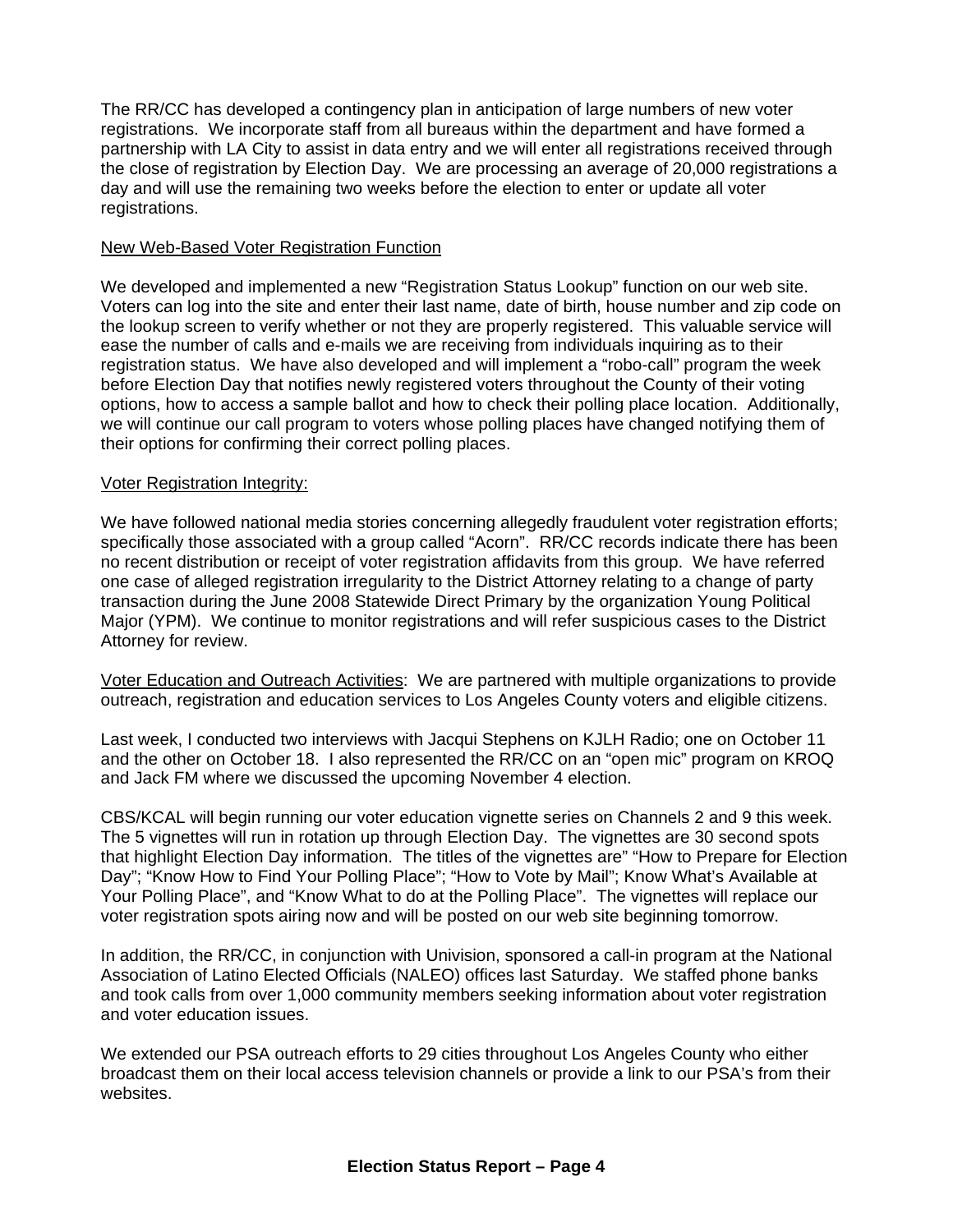The RR/CC has developed a contingency plan in anticipation of large numbers of new voter registrations. We incorporate staff from all bureaus within the department and have formed a partnership with LA City to assist in data entry and we will enter all registrations received through the close of registration by Election Day. We are processing an average of 20,000 registrations a day and will use the remaining two weeks before the election to enter or update all voter registrations.

<u>New Web-Based Voter Registration Function</u>

We developed and implemented a new "Registration Status Lookup" function on our web site. Voters can log into the site and enter their last name, date of birth, house number and zip code on the lookup screen to verify whether or not they are properly registered. This valuable service will ease the number of calls and e-mails we are receiving from individuals inquiring as to their registration status. We have also developed and will implement a "robo-call" program the week before Election Day that notifies newly registered voters throughout the County of their voting options, how to access a sample ballot and how to check their polling place location. Additionally, we will continue our call program to voters whose polling places have changed notifying them of their options for confirming their correct polling places.

<u>Voter Registration Integrity:</u>

We have followed national media stories concerning allegedly fraudulent voter registration efforts; specifically those associated with a group called "Acorn". RR/CC records indicate there has been no recent distribution or receipt of voter registration affidavits from this group. We have referred one case of alleged registration irregularity to the District Attorney relating to a change of party transaction during the June 2008 Statewide Direct Primary by the organization Young Political Major (YPM). We continue to monitor registrations and will refer suspicious cases to the District Attorney for review.

<u>Voter Education and Outreach Activities</u>: We are partnered with multiple organizations to provide outreach, registration and education services to Los Angeles County voters and eligible citizens.

Last week, I conducted two interviews with Jacqui Stephens on KJLH Radio; one on October 11 and the other on October 18. I also represented the RR/CC on an "open mic" program on KROQ and Jack FM where we discussed the upcoming November 4 election.

CBS/KCAL will begin running our voter education vignette series on Channels 2 and 9 this week. The 5 vignettes will run in rotation up through Election Day. The vignettes are 30 second spots that highlight Election Day information. The titles of the vignettes are" "How to Prepare for Election Day"; "Know How to Find Your Polling Place"; "How to Vote by Mail"; Know What's Available at Your Polling Place", and "Know What to do at the Polling Place". The vignettes will replace our voter registration spots airing now and will be posted on our web site beginning tomorrow.

In addition, the RR/CC, in conjunction with Univision, sponsored a call-in program at the National Association of Latino Elected Officials (NALEO) offices last Saturday. We staffed phone banks and took calls from over 1,000 community members seeking information about voter registration and voter education issues.

We extended our PSA outreach efforts to 29 cities throughout Los Angeles County who either broadcast them on their local access television channels or provide a link to our PSA's from their websites.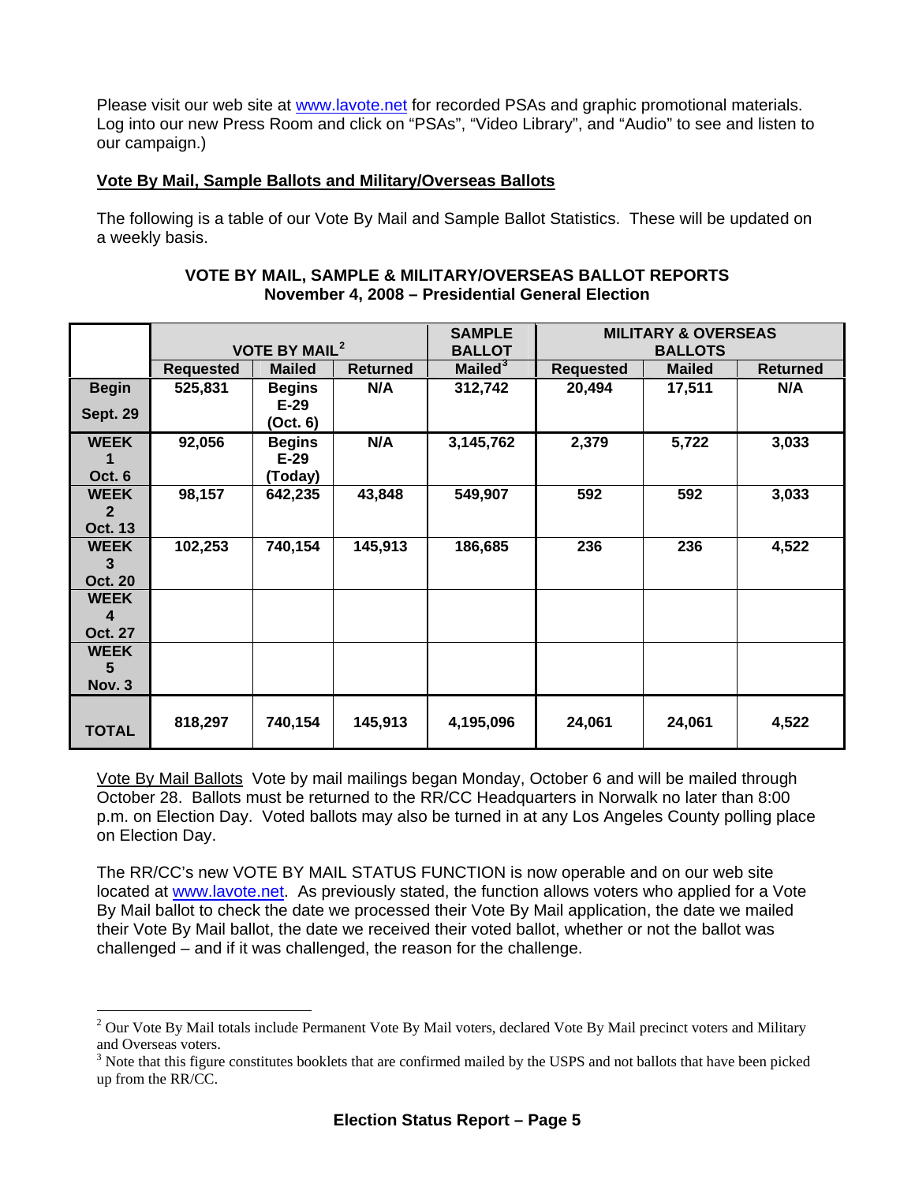Please visit our web site at www.lavote.net for recorded PSAs and graphic promotional materials. Log into our new Press Room and click on "PSAs", "Video Library", and "Audio" to see and listen to our campaign.)

## Vote By Mail, Sample Ballots and Military/Overseas Ballots

The following is a table of our Vote By Mail and Sample Ballot Statistics. These will be updated on a weekly basis.

**VOTE BY MAIL, SAMPLE & MILITARY/OVERSEAS BALLOT REPORTS**
**November 4, 2008 – Presidential General Election**

| | VOTE BY MAIL[2] | | | SAMPLE BALLOT | MILITARY & OVERSEAS BALLOTS | | |
|---|---|---|---|---|---|---|---|
| | Requested | Mailed | Returned | Mailed[3] | Requested | Mailed | Returned |
| **Begin Sept. 29** | 525,831 | Begins E-29 (Oct. 6) | N/A | 312,742 | 20,494 | 17,511 | N/A |
| **WEEK 1 Oct. 6** | 92,056 | Begins E-29 (Today) | N/A | 3,145,762 | 2,379 | 5,722 | 3,033 |
| **WEEK 2 Oct. 13** | 98,157 | 642,235 | 43,848 | 549,907 | 592 | 592 | 3,033 |
| **WEEK 3 Oct. 20** | 102,253 | 740,154 | 145,913 | 186,685 | 236 | 236 | 4,522 |
| **WEEK 4 Oct. 27** | | | | | | | |
| **WEEK 5 Nov. 3** | | | | | | | |
| **TOTAL** | 818,297 | 740,154 | 145,913 | 4,195,096 | 24,061 | 24,061 | 4,522 |

Vote By Mail Ballots Vote by mail mailings began Monday, October 6 and will be mailed through October 28. Ballots must be returned to the RR/CC Headquarters in Norwalk no later than 8:00 p.m. on Election Day. Voted ballots may also be turned in at any Los Angeles County polling place on Election Day.

The RR/CC's new VOTE BY MAIL STATUS FUNCTION is now operable and on our web site located at www.lavote.net. As previously stated, the function allows voters who applied for a Vote By Mail ballot to check the date we processed their Vote By Mail application, the date we mailed their Vote By Mail ballot, the date we received their voted ballot, whether or not the ballot was challenged – and if it was challenged, the reason for the challenge.

[2] Our Vote By Mail totals include Permanent Vote By Mail voters, declared Vote By Mail precinct voters and Military and Overseas voters.

[3] Note that this figure constitutes booklets that are confirmed mailed by the USPS and not ballots that have been picked up from the RR/CC.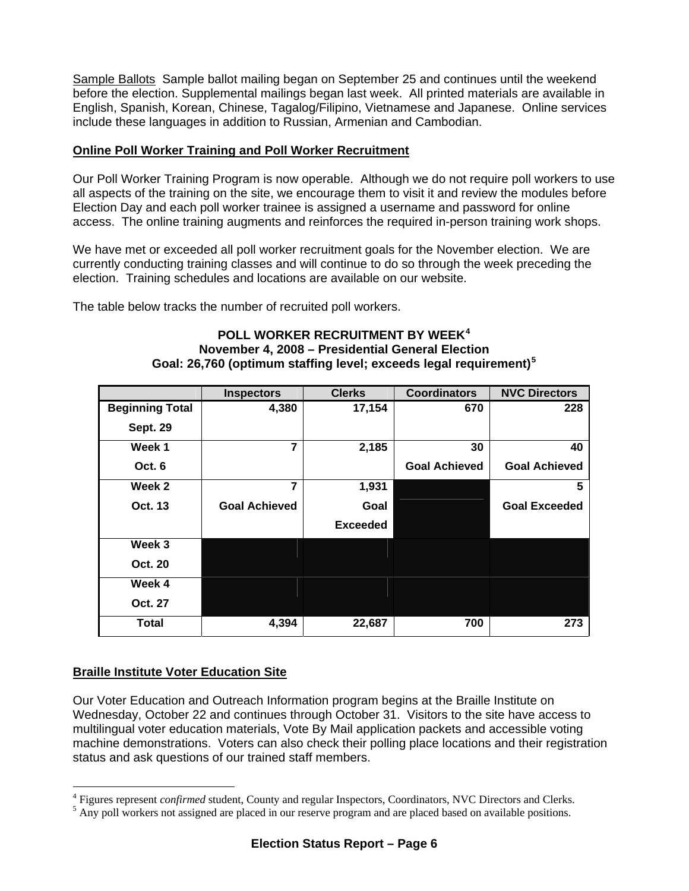Sample Ballots  Sample ballot mailing began on September 25 and continues until the weekend before the election. Supplemental mailings began last week. All printed materials are available in English, Spanish, Korean, Chinese, Tagalog/Filipino, Vietnamese and Japanese. Online services include these languages in addition to Russian, Armenian and Cambodian.

**Online Poll Worker Training and Poll Worker Recruitment**

Our Poll Worker Training Program is now operable. Although we do not require poll workers to use all aspects of the training on the site, we encourage them to visit it and review the modules before Election Day and each poll worker trainee is assigned a username and password for online access. The online training augments and reinforces the required in-person training work shops.

We have met or exceeded all poll worker recruitment goals for the November election. We are currently conducting training classes and will continue to do so through the week preceding the election. Training schedules and locations are available on our website.

The table below tracks the number of recruited poll workers.

**POLL WORKER RECRUITMENT BY WEEK[4]**
**November 4, 2008 – Presidential General Election**
**Goal: 26,760 (optimum staffing level; exceeds legal requirement)[5]**

| | Inspectors | Clerks | Coordinators | NVC Directors |
|---|---|---|---|---|
| **Beginning Total Sept. 29** | 4,380 | 17,154 | 670 | 228 |
| **Week 1 Oct. 6** | 7 | 2,185 | 30 Goal Achieved | 40 Goal Achieved |
| **Week 2 Oct. 13** | 7 Goal Achieved | 1,931 Goal Exceeded | | 5 Goal Exceeded |
| **Week 3 Oct. 20** | | | | |
| **Week 4 Oct. 27** | | | | |
| **Total** | 4,394 | 22,687 | 700 | 273 |

**Braille Institute Voter Education Site**

Our Voter Education and Outreach Information program begins at the Braille Institute on Wednesday, October 22 and continues through October 31. Visitors to the site have access to multilingual voter education materials, Vote By Mail application packets and accessible voting machine demonstrations. Voters can also check their polling place locations and their registration status and ask questions of our trained staff members.

[4] Figures represent *confirmed* student, County and regular Inspectors, Coordinators, NVC Directors and Clerks.
[5] Any poll workers not assigned are placed in our reserve program and are placed based on available positions.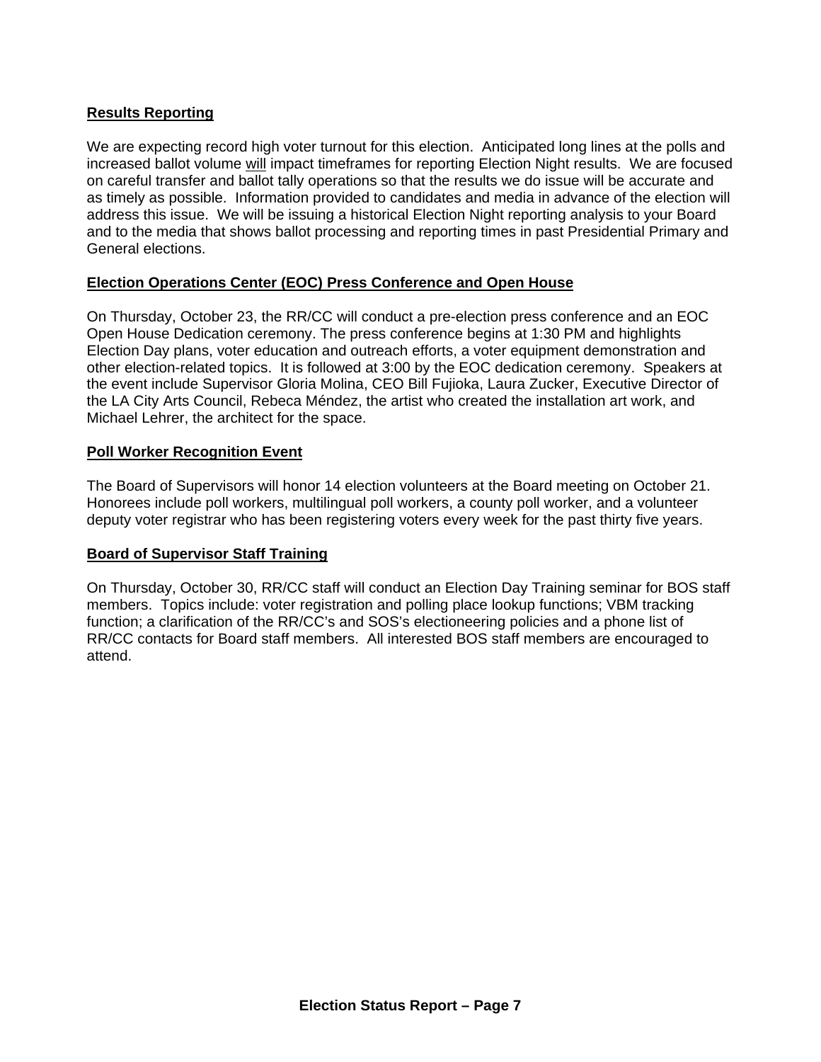**Results Reporting**

We are expecting record high voter turnout for this election. Anticipated long lines at the polls and increased ballot volume will impact timeframes for reporting Election Night results. We are focused on careful transfer and ballot tally operations so that the results we do issue will be accurate and as timely as possible. Information provided to candidates and media in advance of the election will address this issue. We will be issuing a historical Election Night reporting analysis to your Board and to the media that shows ballot processing and reporting times in past Presidential Primary and General elections.

**Election Operations Center (EOC) Press Conference and Open House**

On Thursday, October 23, the RR/CC will conduct a pre-election press conference and an EOC Open House Dedication ceremony. The press conference begins at 1:30 PM and highlights Election Day plans, voter education and outreach efforts, a voter equipment demonstration and other election-related topics. It is followed at 3:00 by the EOC dedication ceremony. Speakers at the event include Supervisor Gloria Molina, CEO Bill Fujioka, Laura Zucker, Executive Director of the LA City Arts Council, Rebeca Méndez, the artist who created the installation art work, and Michael Lehrer, the architect for the space.

**Poll Worker Recognition Event**

The Board of Supervisors will honor 14 election volunteers at the Board meeting on October 21. Honorees include poll workers, multilingual poll workers, a county poll worker, and a volunteer deputy voter registrar who has been registering voters every week for the past thirty five years.

**Board of Supervisor Staff Training**

On Thursday, October 30, RR/CC staff will conduct an Election Day Training seminar for BOS staff members. Topics include: voter registration and polling place lookup functions; VBM tracking function; a clarification of the RR/CC's and SOS's electioneering policies and a phone list of RR/CC contacts for Board staff members. All interested BOS staff members are encouraged to attend.